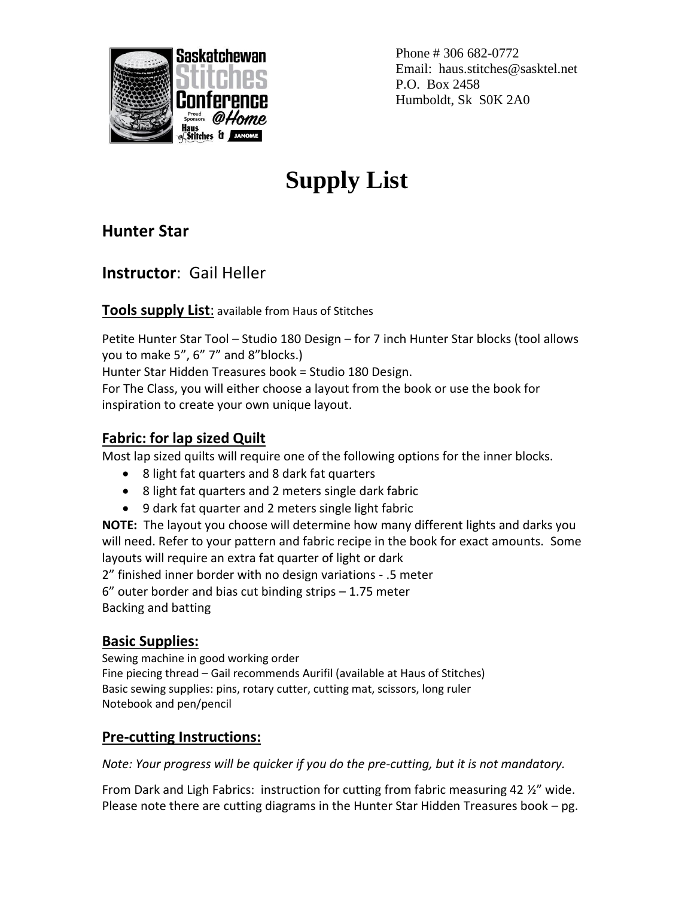Phone # 306 682-0772
Email: haus.stitches@sasktel.net
P.O. Box 2458
Humboldt, Sk S0K 2A0

# Supply List

## Hunter Star

## **Instructor**: Gail Heller

### **Tools supply List**: available from Haus of Stitches

Petite Hunter Star Tool – Studio 180 Design – for 7 inch Hunter Star blocks (tool allows you to make 5", 6" 7" and 8"blocks.)
Hunter Star Hidden Treasures book = Studio 180 Design.
For The Class, you will either choose a layout from the book or use the book for inspiration to create your own unique layout.

### **Fabric: for lap sized Quilt**

Most lap sized quilts will require one of the following options for the inner blocks.

- 8 light fat quarters and 8 dark fat quarters
- 8 light fat quarters and 2 meters single dark fabric
- 9 dark fat quarter and 2 meters single light fabric

**NOTE:** The layout you choose will determine how many different lights and darks you will need. Refer to your pattern and fabric recipe in the book for exact amounts. Some layouts will require an extra fat quarter of light or dark
2" finished inner border with no design variations - .5 meter
6" outer border and bias cut binding strips – 1.75 meter
Backing and batting

### **Basic Supplies:**

Sewing machine in good working order
Fine piecing thread – Gail recommends Aurifil (available at Haus of Stitches)
Basic sewing supplies: pins, rotary cutter, cutting mat, scissors, long ruler
Notebook and pen/pencil

### **Pre-cutting Instructions:**

*Note: Your progress will be quicker if you do the pre-cutting, but it is not mandatory.*

From Dark and Ligh Fabrics: instruction for cutting from fabric measuring 42 ½" wide. Please note there are cutting diagrams in the Hunter Star Hidden Treasures book – pg.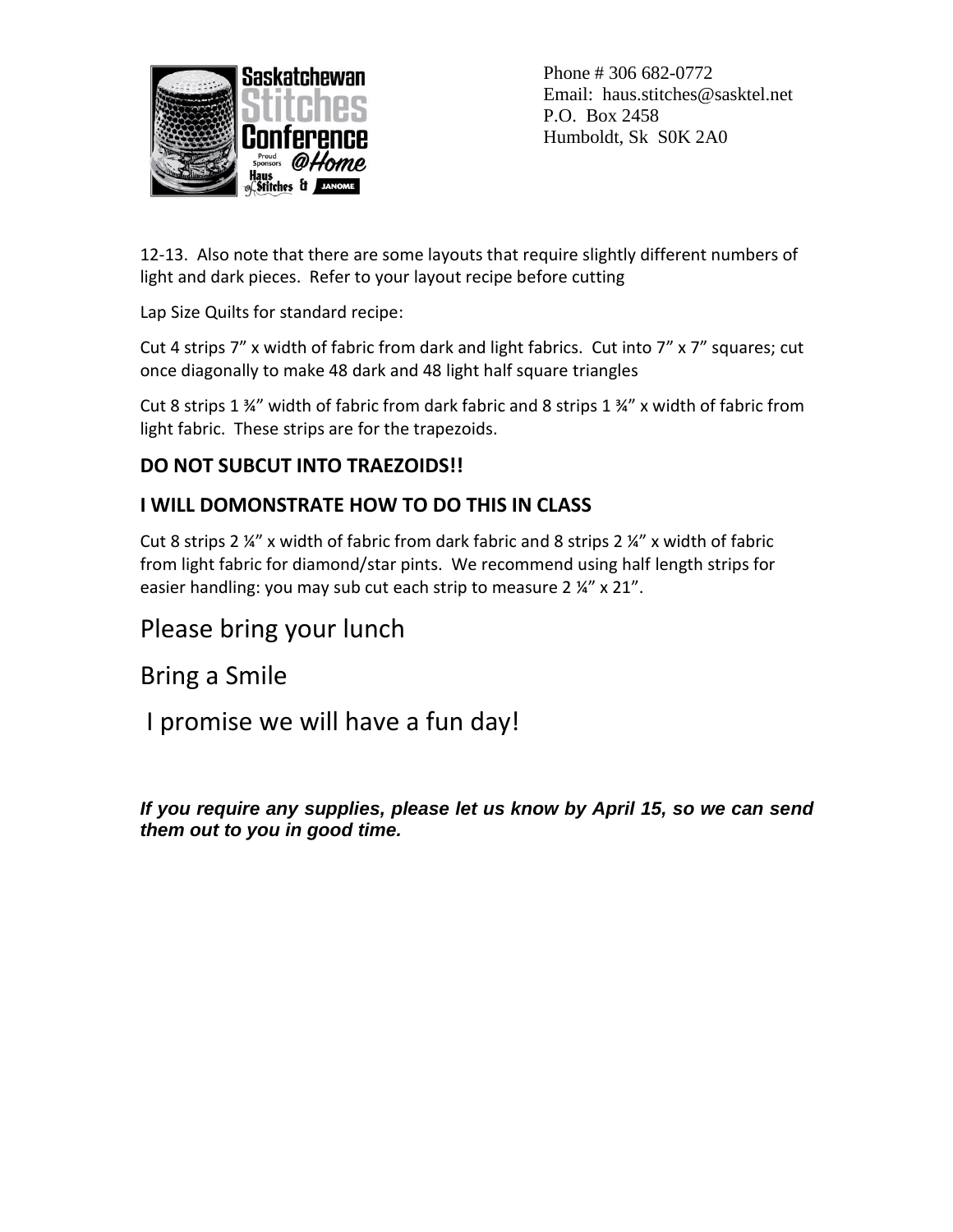Phone # 306 682-0772
Email: haus.stitches@sasktel.net
P.O. Box 2458
Humboldt, Sk S0K 2A0

12-13. Also note that there are some layouts that require slightly different numbers of light and dark pieces. Refer to your layout recipe before cutting

Lap Size Quilts for standard recipe:

Cut 4 strips 7" x width of fabric from dark and light fabrics. Cut into 7" x 7" squares; cut once diagonally to make 48 dark and 48 light half square triangles

Cut 8 strips 1 ¾" width of fabric from dark fabric and 8 strips 1 ¾" x width of fabric from light fabric. These strips are for the trapezoids.

### DO NOT SUBCUT INTO TRAEZOIDS!!

### I WILL DOMONSTRATE HOW TO DO THIS IN CLASS

Cut 8 strips 2 ¼" x width of fabric from dark fabric and 8 strips 2 ¼" x width of fabric from light fabric for diamond/star pints. We recommend using half length strips for easier handling: you may sub cut each strip to measure 2 ¼" x 21".

Please bring your lunch

Bring a Smile

I promise we will have a fun day!

***If you require any supplies, please let us know by April 15, so we can send them out to you in good time.***